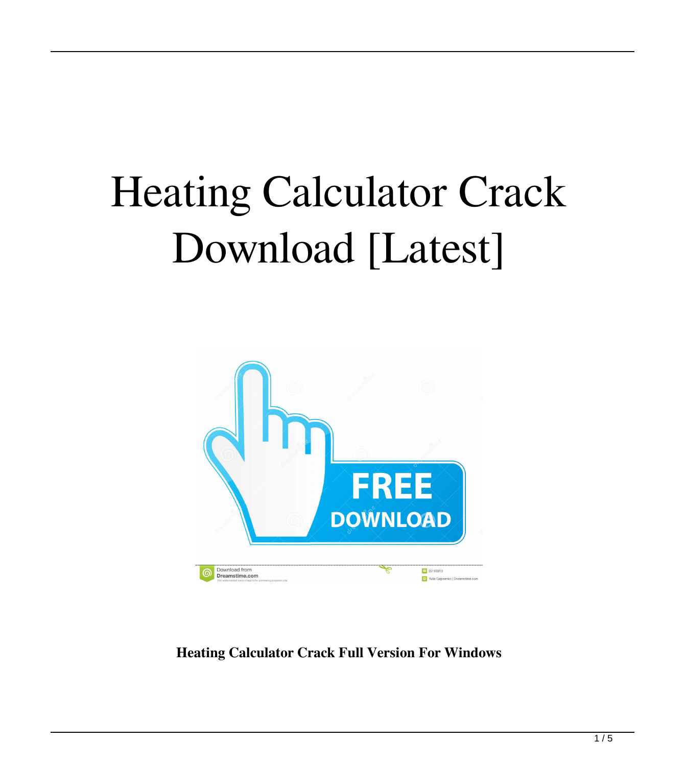# Heating Calculator Crack Download [Latest]

**Heating Calculator Crack Full Version For Windows**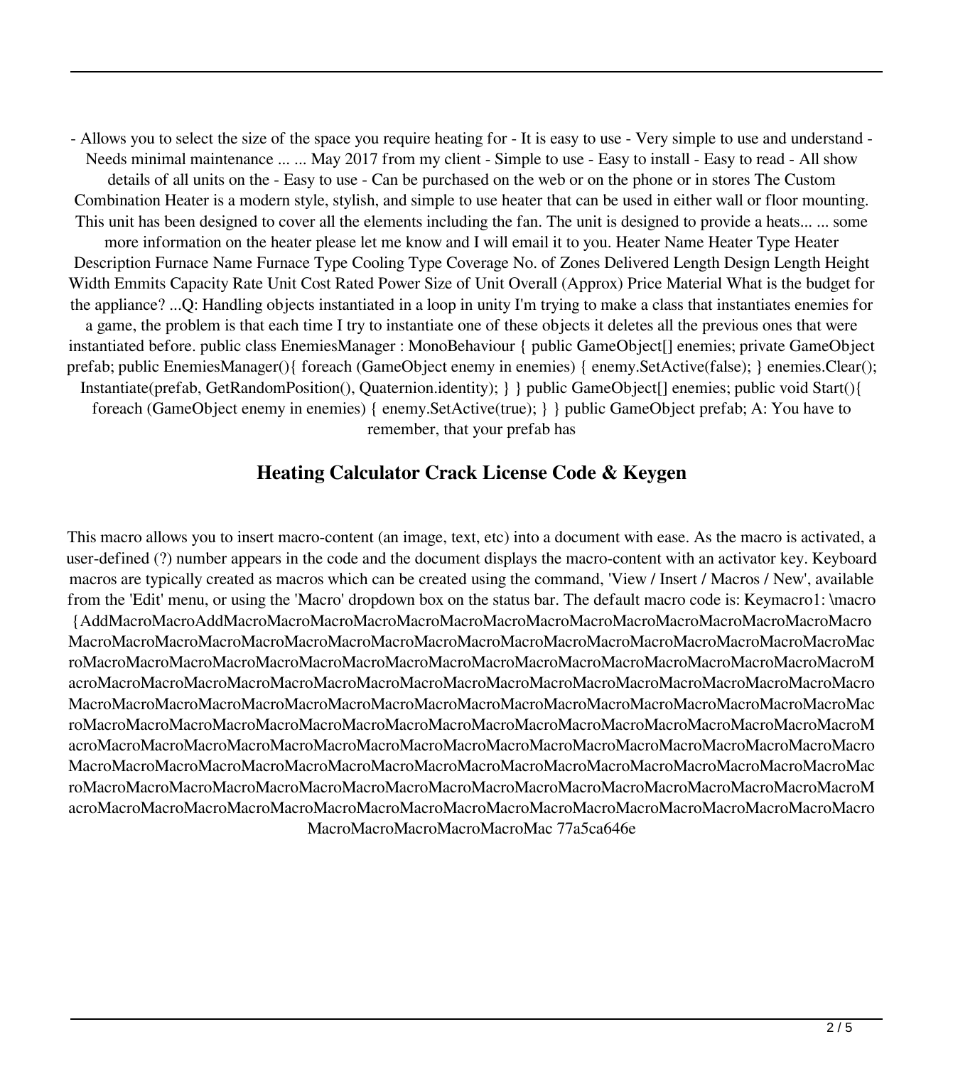- Allows you to select the size of the space you require heating for - It is easy to use - Very simple to use and understand - Needs minimal maintenance ... ... May 2017 from my client - Simple to use - Easy to install - Easy to read - All show details of all units on the - Easy to use - Can be purchased on the web or on the phone or in stores The Custom Combination Heater is a modern style, stylish, and simple to use heater that can be used in either wall or floor mounting. This unit has been designed to cover all the elements including the fan. The unit is designed to provide a heats... ... some more information on the heater please let me know and I will email it to you. Heater Name Heater Type Heater Description Furnace Name Furnace Type Cooling Type Coverage No. of Zones Delivered Length Design Length Height Width Emmits Capacity Rate Unit Cost Rated Power Size of Unit Overall (Approx) Price Material What is the budget for the appliance? ...Q: Handling objects instantiated in a loop in unity I'm trying to make a class that instantiates enemies for a game, the problem is that each time I try to instantiate one of these objects it deletes all the previous ones that were instantiated before. public class EnemiesManager : MonoBehaviour { public GameObject[] enemies; private GameObject prefab; public EnemiesManager(){ foreach (GameObject enemy in enemies) { enemy.SetActive(false); } enemies.Clear(); Instantiate(prefab, GetRandomPosition(), Quaternion.identity); } } public GameObject[] enemies; public void Start(){ foreach (GameObject enemy in enemies) { enemy.SetActive(true); } } public GameObject prefab; A: You have to remember, that your prefab has

## Heating Calculator Crack License Code & Keygen

This macro allows you to insert macro-content (an image, text, etc) into a document with ease. As the macro is activated, a user-defined (?) number appears in the code and the document displays the macro-content with an activator key. Keyboard macros are typically created as macros which can be created using the command, 'View / Insert / Macros / New', available from the 'Edit' menu, or using the 'Macro' dropdown box on the status bar. The default macro code is: Keymacro1: \macro {AddMacroMacroAddMacroMacroMacroMacroMacroMacroMacroMacroMacroMacroMacroMacroMacroMacroMacroMacroMacroMacroMacroMacroMacroMacroMacroMacroMacroMacroMacroMacroMacroMacroMacroMacroMacroMacroMacroMacroMacroMacroMacroMacroMacroMacroMacroMacroMacroMacroMacroMacroMacroMacroMacroMacroMacroMacroMacroMacroMacroMacroMacroMacroMacroMacroMacroMacroMacroMacroMacroMacroMacroMacroMacroMacroMacroMacroMacroMacroMacroMacroMacroMacroMacroMacroMacroMacroMacroMacroMacroMacroMacroMacroMacroMacroMacroMacroMacroMacroMacroMacroMacroMacroMacroMacroMacroMacroMacroMacroMacroMacroMacroMacroMacroMacroMacroMacroMacroMacroMacroMacroMacroMacroMacroMacroMacroMacroMacroMacroMacroMacroMacroMacroMacroMacroMacroMacroMacroMacroMacroMacroMacroMacroMacroMacroMacroMacroMacroMacroMacroMacroMacroMacroMacroMacroMacroMacroMacroMacroMacroMacroMacroMacroMacroMacroMacroMacroMacroMacroMacroMacroMacroMacroMacroMacroMacroMacroMacroMacroMacroMacroMacroMacroMacroMacroMacroMacroMacroMacroMacroMacroMacroMacroMacroMacroMacroMacroMacroMacroMacroMacroMacroMacroMacroMacroMacroMacroMacroMacroMacroMacroMacroMacroMacroMacroMacroMacroMacroMacroMacroMacroMacroMacroMacroMacroMacroMacroMacroMacroMac 77a5ca646e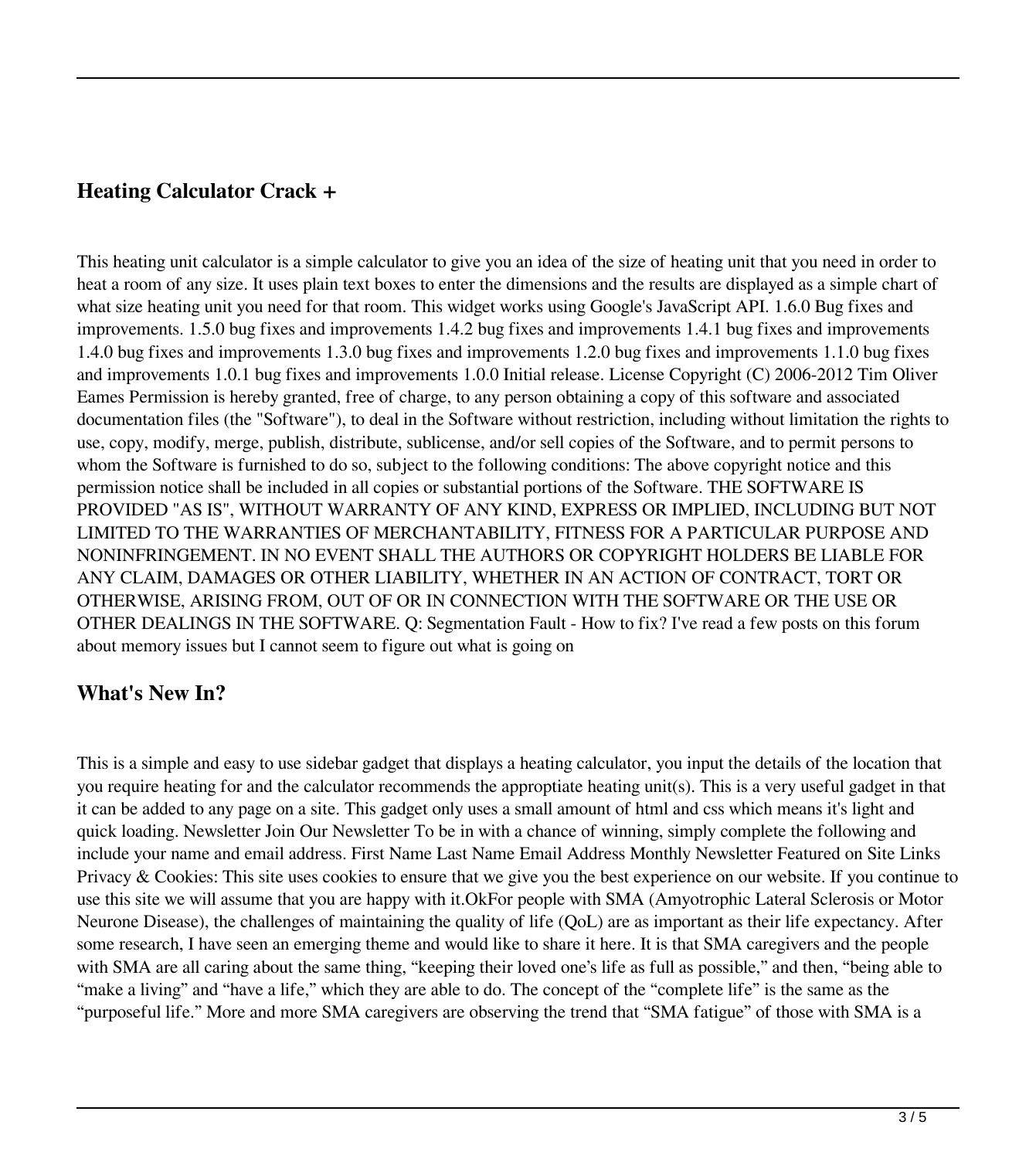## Heating Calculator Crack +

This heating unit calculator is a simple calculator to give you an idea of the size of heating unit that you need in order to heat a room of any size. It uses plain text boxes to enter the dimensions and the results are displayed as a simple chart of what size heating unit you need for that room. This widget works using Google's JavaScript API. 1.6.0 Bug fixes and improvements. 1.5.0 bug fixes and improvements 1.4.2 bug fixes and improvements 1.4.1 bug fixes and improvements 1.4.0 bug fixes and improvements 1.3.0 bug fixes and improvements 1.2.0 bug fixes and improvements 1.1.0 bug fixes and improvements 1.0.1 bug fixes and improvements 1.0.0 Initial release. License Copyright (C) 2006-2012 Tim Oliver Eames Permission is hereby granted, free of charge, to any person obtaining a copy of this software and associated documentation files (the "Software"), to deal in the Software without restriction, including without limitation the rights to use, copy, modify, merge, publish, distribute, sublicense, and/or sell copies of the Software, and to permit persons to whom the Software is furnished to do so, subject to the following conditions: The above copyright notice and this permission notice shall be included in all copies or substantial portions of the Software. THE SOFTWARE IS PROVIDED "AS IS", WITHOUT WARRANTY OF ANY KIND, EXPRESS OR IMPLIED, INCLUDING BUT NOT LIMITED TO THE WARRANTIES OF MERCHANTABILITY, FITNESS FOR A PARTICULAR PURPOSE AND NONINFRINGEMENT. IN NO EVENT SHALL THE AUTHORS OR COPYRIGHT HOLDERS BE LIABLE FOR ANY CLAIM, DAMAGES OR OTHER LIABILITY, WHETHER IN AN ACTION OF CONTRACT, TORT OR OTHERWISE, ARISING FROM, OUT OF OR IN CONNECTION WITH THE SOFTWARE OR THE USE OR OTHER DEALINGS IN THE SOFTWARE. Q: Segmentation Fault - How to fix? I've read a few posts on this forum about memory issues but I cannot seem to figure out what is going on

## What's New In?

This is a simple and easy to use sidebar gadget that displays a heating calculator, you input the details of the location that you require heating for and the calculator recommends the approptiate heating unit(s). This is a very useful gadget in that it can be added to any page on a site. This gadget only uses a small amount of html and css which means it's light and quick loading. Newsletter Join Our Newsletter To be in with a chance of winning, simply complete the following and include your name and email address. First Name Last Name Email Address Monthly Newsletter Featured on Site Links Privacy & Cookies: This site uses cookies to ensure that we give you the best experience on our website. If you continue to use this site we will assume that you are happy with it.OkFor people with SMA (Amyotrophic Lateral Sclerosis or Motor Neurone Disease), the challenges of maintaining the quality of life (QoL) are as important as their life expectancy. After some research, I have seen an emerging theme and would like to share it here. It is that SMA caregivers and the people with SMA are all caring about the same thing, "keeping their loved one's life as full as possible," and then, "being able to "make a living" and "have a life," which they are able to do. The concept of the "complete life" is the same as the "purposeful life." More and more SMA caregivers are observing the trend that "SMA fatigue" of those with SMA is a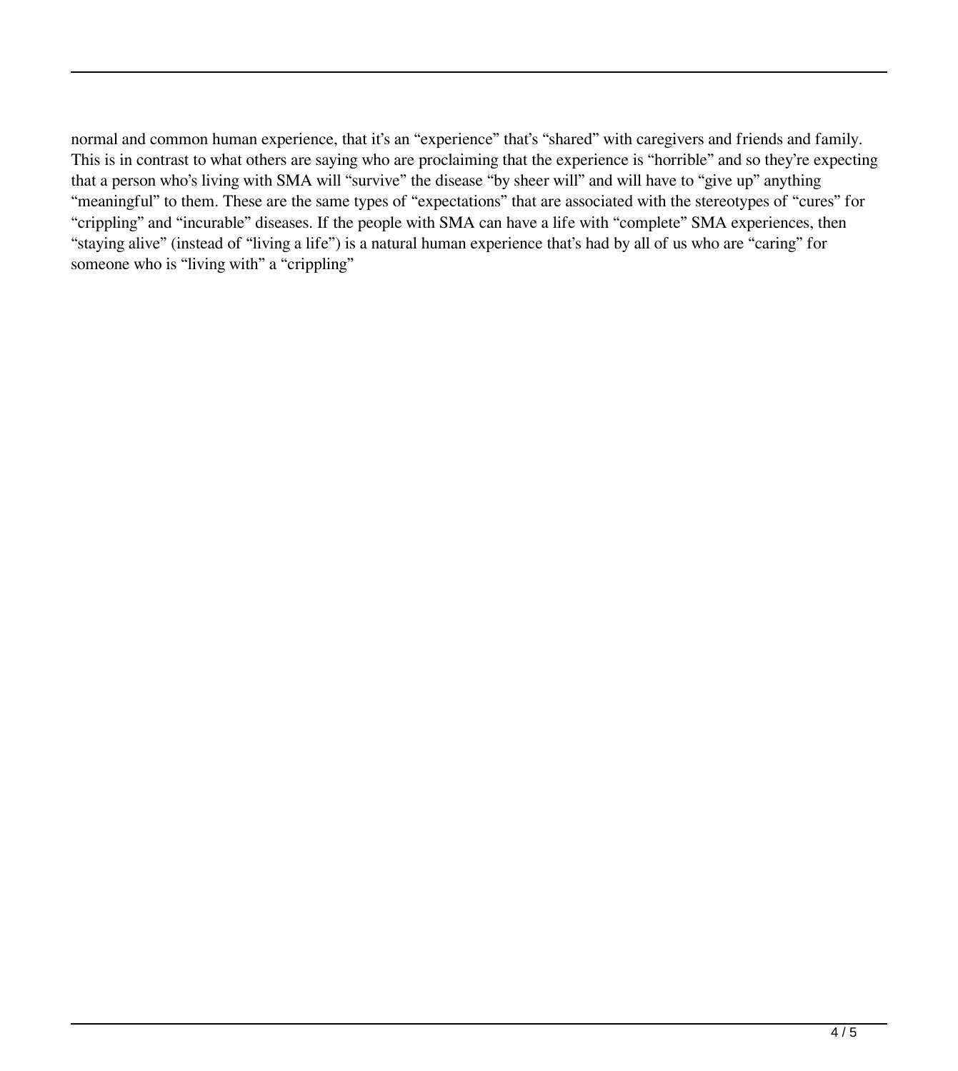normal and common human experience, that it's an "experience" that's "shared" with caregivers and friends and family. This is in contrast to what others are saying who are proclaiming that the experience is "horrible" and so they're expecting that a person who's living with SMA will "survive" the disease "by sheer will" and will have to "give up" anything "meaningful" to them. These are the same types of "expectations" that are associated with the stereotypes of "cures" for "crippling" and "incurable" diseases. If the people with SMA can have a life with "complete" SMA experiences, then "staying alive" (instead of "living a life") is a natural human experience that's had by all of us who are "caring" for someone who is "living with" a "crippling"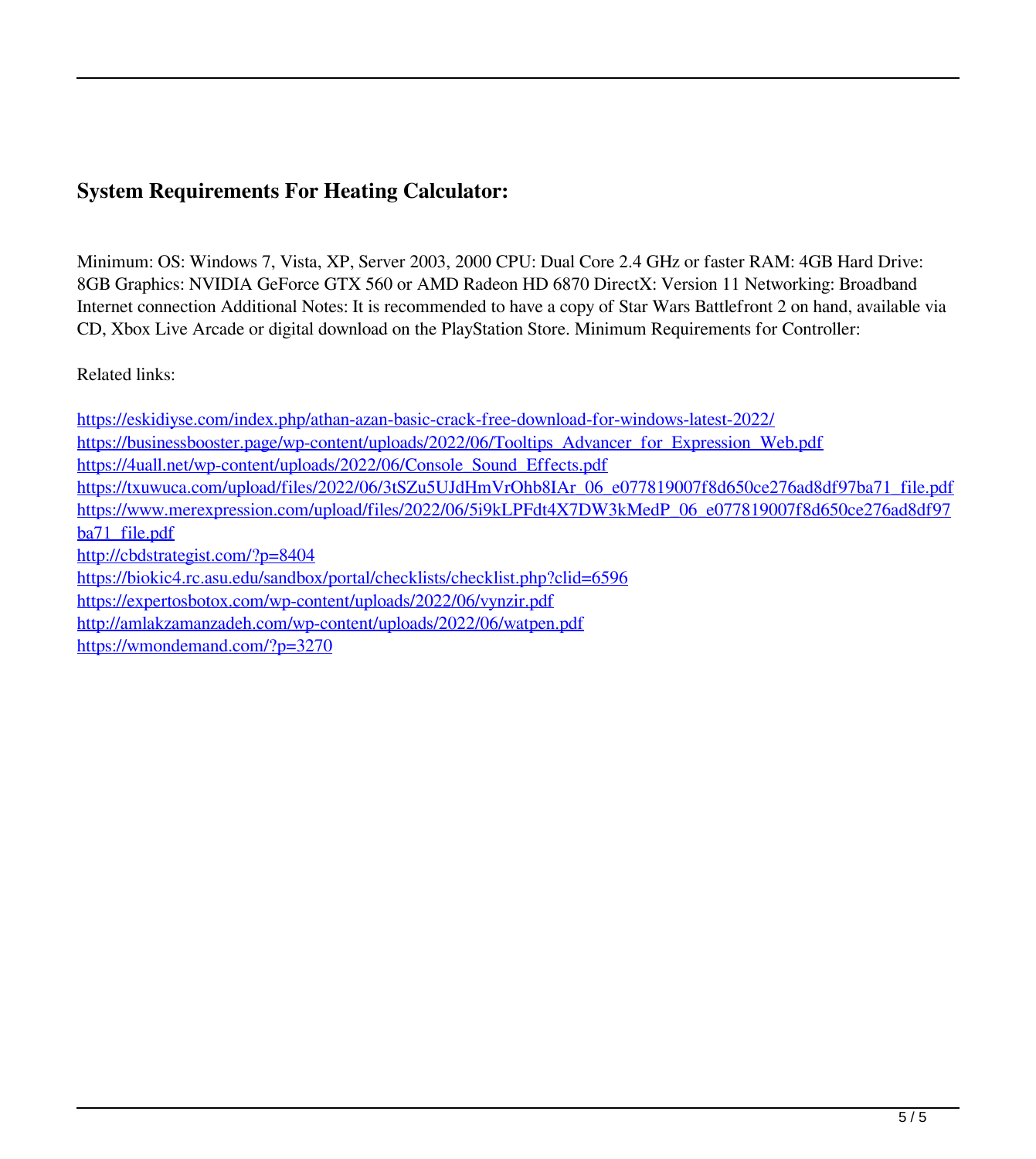## System Requirements For Heating Calculator:

Minimum: OS: Windows 7, Vista, XP, Server 2003, 2000 CPU: Dual Core 2.4 GHz or faster RAM: 4GB Hard Drive: 8GB Graphics: NVIDIA GeForce GTX 560 or AMD Radeon HD 6870 DirectX: Version 11 Networking: Broadband Internet connection Additional Notes: It is recommended to have a copy of Star Wars Battlefront 2 on hand, available via CD, Xbox Live Arcade or digital download on the PlayStation Store. Minimum Requirements for Controller:

Related links:

https://eskidiyse.com/index.php/athan-azan-basic-crack-free-download-for-windows-latest-2022/
https://businessbooster.page/wp-content/uploads/2022/06/Tooltips_Advancer_for_Expression_Web.pdf
https://4uall.net/wp-content/uploads/2022/06/Console_Sound_Effects.pdf
https://txuwuca.com/upload/files/2022/06/3tSZu5UJdHmVrOhb8IAr_06_e077819007f8d650ce276ad8df97ba71_file.pdf
https://www.merexpression.com/upload/files/2022/06/5i9kLPFdt4X7DW3kMedP_06_e077819007f8d650ce276ad8df97ba71_file.pdf
http://cbdstrategist.com/?p=8404
https://biokic4.rc.asu.edu/sandbox/portal/checklists/checklist.php?clid=6596
https://expertosbotox.com/wp-content/uploads/2022/06/vynzir.pdf
http://amlakzamanzadeh.com/wp-content/uploads/2022/06/watpen.pdf
https://wmondemand.com/?p=3270